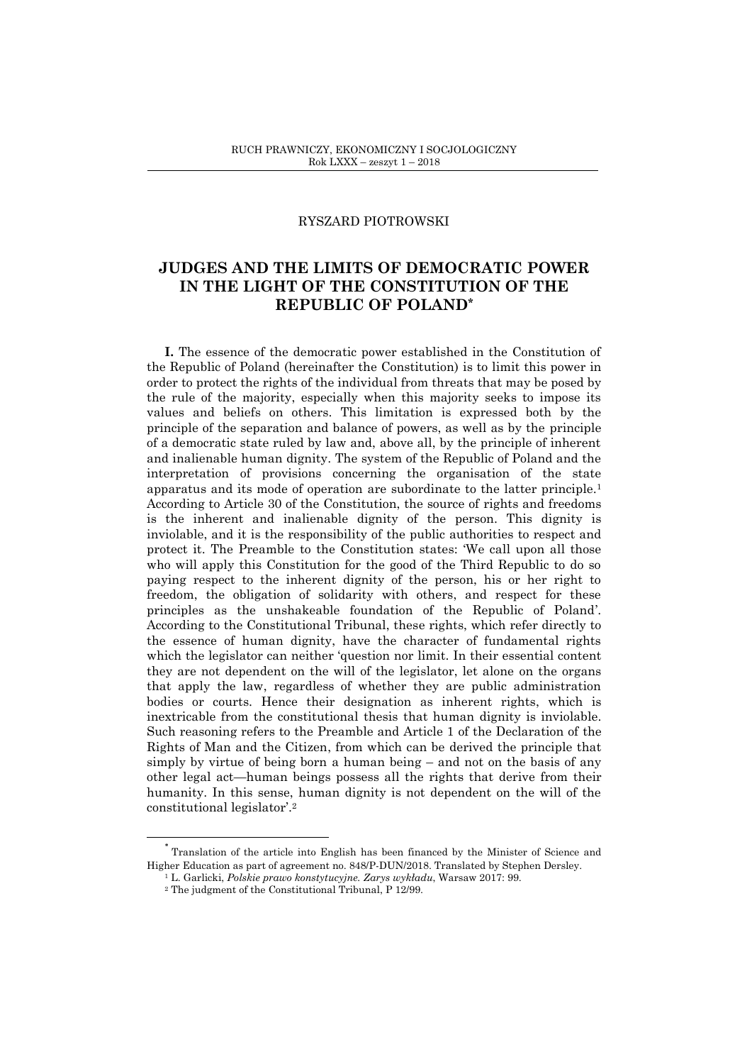RYSZARD PIOTROWSKI

# JUDGES AND THE LIMITS OF DEMOCRATIC POWER IN THE LIGHT OF THE CONSTITUTION OF THE REPUBLIC OF POLAND*

**I.** The essence of the democratic power established in the Constitution of the Republic of Poland (hereinafter the Constitution) is to limit this power in order to protect the rights of the individual from threats that may be posed by the rule of the majority, especially when this majority seeks to impose its values and beliefs on others. This limitation is expressed both by the principle of the separation and balance of powers, as well as by the principle of a democratic state ruled by law and, above all, by the principle of inherent and inalienable human dignity. The system of the Republic of Poland and the interpretation of provisions concerning the organisation of the state apparatus and its mode of operation are subordinate to the latter principle.[1] According to Article 30 of the Constitution, the source of rights and freedoms is the inherent and inalienable dignity of the person. This dignity is inviolable, and it is the responsibility of the public authorities to respect and protect it. The Preamble to the Constitution states: 'We call upon all those who will apply this Constitution for the good of the Third Republic to do so paying respect to the inherent dignity of the person, his or her right to freedom, the obligation of solidarity with others, and respect for these principles as the unshakeable foundation of the Republic of Poland'. According to the Constitutional Tribunal, these rights, which refer directly to the essence of human dignity, have the character of fundamental rights which the legislator can neither 'question nor limit. In their essential content they are not dependent on the will of the legislator, let alone on the organs that apply the law, regardless of whether they are public administration bodies or courts. Hence their designation as inherent rights, which is inextricable from the constitutional thesis that human dignity is inviolable. Such reasoning refers to the Preamble and Article 1 of the Declaration of the Rights of Man and the Citizen, from which can be derived the principle that simply by virtue of being born a human being – and not on the basis of any other legal act—human beings possess all the rights that derive from their humanity. In this sense, human dignity is not dependent on the will of the constitutional legislator'.[2]

---

\* Translation of the article into English has been financed by the Minister of Science and Higher Education as part of agreement no. 848/P-DUN/2018. Translated by Stephen Dersley.

[1] L. Garlicki, *Polskie prawo konstytucyjne. Zarys wykładu*, Warsaw 2017: 99.

[2] The judgment of the Constitutional Tribunal, P 12/99.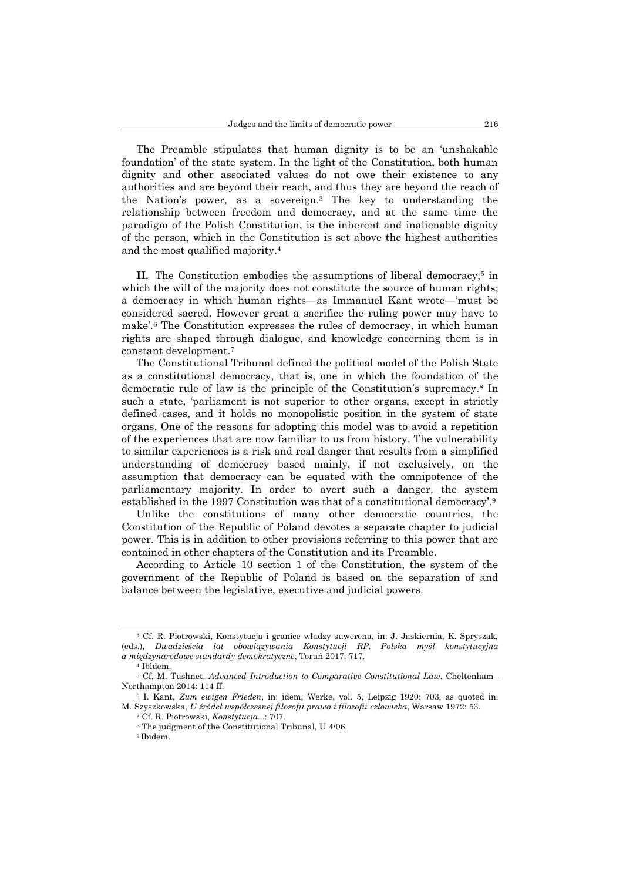The Preamble stipulates that human dignity is to be an 'unshakable foundation' of the state system. In the light of the Constitution, both human dignity and other associated values do not owe their existence to any authorities and are beyond their reach, and thus they are beyond the reach of the Nation's power, as a sovereign.[3] The key to understanding the relationship between freedom and democracy, and at the same time the paradigm of the Polish Constitution, is the inherent and inalienable dignity of the person, which in the Constitution is set above the highest authorities and the most qualified majority.[4]

**II.** The Constitution embodies the assumptions of liberal democracy,[5] in which the will of the majority does not constitute the source of human rights; a democracy in which human rights—as Immanuel Kant wrote—'must be considered sacred. However great a sacrifice the ruling power may have to make'.[6] The Constitution expresses the rules of democracy, in which human rights are shaped through dialogue, and knowledge concerning them is in constant development.[7]

The Constitutional Tribunal defined the political model of the Polish State as a constitutional democracy, that is, one in which the foundation of the democratic rule of law is the principle of the Constitution's supremacy.[8] In such a state, 'parliament is not superior to other organs, except in strictly defined cases, and it holds no monopolistic position in the system of state organs. One of the reasons for adopting this model was to avoid a repetition of the experiences that are now familiar to us from history. The vulnerability to similar experiences is a risk and real danger that results from a simplified understanding of democracy based mainly, if not exclusively, on the assumption that democracy can be equated with the omnipotence of the parliamentary majority. In order to avert such a danger, the system established in the 1997 Constitution was that of a constitutional democracy'.[9]

Unlike the constitutions of many other democratic countries, the Constitution of the Republic of Poland devotes a separate chapter to judicial power. This is in addition to other provisions referring to this power that are contained in other chapters of the Constitution and its Preamble.

According to Article 10 section 1 of the Constitution, the system of the government of the Republic of Poland is based on the separation of and balance between the legislative, executive and judicial powers.

---

[3] Cf. R. Piotrowski, Konstytucja i granice władzy suwerena, in: J. Jaskiernia, K. Spryszak, (eds.), *Dwadzieścia lat obowiązywania Konstytucji RP. Polska myśl konstytucyjna a międzynarodowe standardy demokratyczne*, Toruń 2017: 717.

[4] Ibidem.

[5] Cf. M. Tushnet, *Advanced Introduction to Comparative Constitutional Law*, Cheltenham–Northampton 2014: 114 ff.

[6] I. Kant, *Zum ewigen Frieden*, in: idem, Werke, vol. 5, Leipzig 1920: 703, as quoted in: M. Szyszkowska, *U źródeł współczesnej filozofii prawa i filozofii człowieka*, Warsaw 1972: 53.

[7] Cf. R. Piotrowski, *Konstytucja...*: 707.

[8] The judgment of the Constitutional Tribunal, U 4/06.

[9] Ibidem.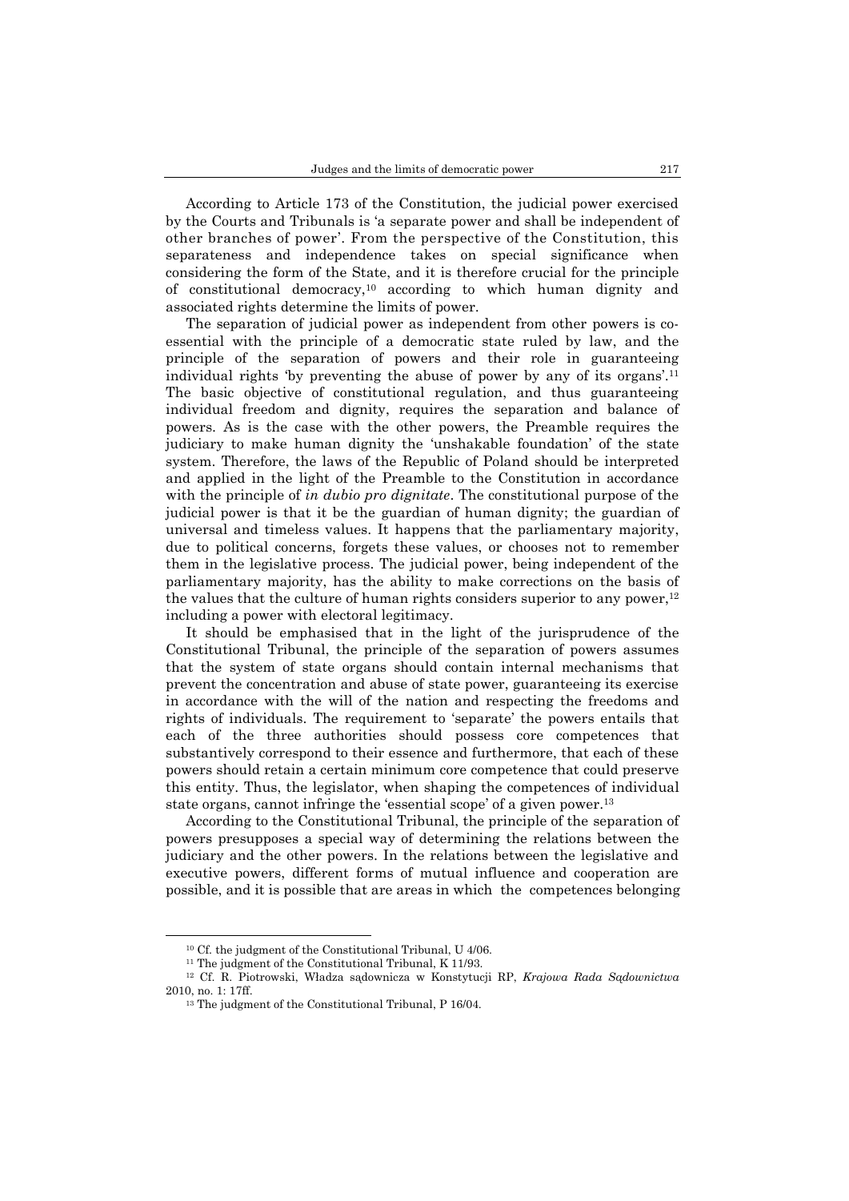According to Article 173 of the Constitution, the judicial power exercised by the Courts and Tribunals is 'a separate power and shall be independent of other branches of power'. From the perspective of the Constitution, this separateness and independence takes on special significance when considering the form of the State, and it is therefore crucial for the principle of constitutional democracy,[10] according to which human dignity and associated rights determine the limits of power.

The separation of judicial power as independent from other powers is co-essential with the principle of a democratic state ruled by law, and the principle of the separation of powers and their role in guaranteeing individual rights 'by preventing the abuse of power by any of its organs'.[11] The basic objective of constitutional regulation, and thus guaranteeing individual freedom and dignity, requires the separation and balance of powers. As is the case with the other powers, the Preamble requires the judiciary to make human dignity the 'unshakable foundation' of the state system. Therefore, the laws of the Republic of Poland should be interpreted and applied in the light of the Preamble to the Constitution in accordance with the principle of *in dubio pro dignitate*. The constitutional purpose of the judicial power is that it be the guardian of human dignity; the guardian of universal and timeless values. It happens that the parliamentary majority, due to political concerns, forgets these values, or chooses not to remember them in the legislative process. The judicial power, being independent of the parliamentary majority, has the ability to make corrections on the basis of the values that the culture of human rights considers superior to any power,[12] including a power with electoral legitimacy.

It should be emphasised that in the light of the jurisprudence of the Constitutional Tribunal, the principle of the separation of powers assumes that the system of state organs should contain internal mechanisms that prevent the concentration and abuse of state power, guaranteeing its exercise in accordance with the will of the nation and respecting the freedoms and rights of individuals. The requirement to 'separate' the powers entails that each of the three authorities should possess core competences that substantively correspond to their essence and furthermore, that each of these powers should retain a certain minimum core competence that could preserve this entity. Thus, the legislator, when shaping the competences of individual state organs, cannot infringe the 'essential scope' of a given power.[13]

According to the Constitutional Tribunal, the principle of the separation of powers presupposes a special way of determining the relations between the judiciary and the other powers. In the relations between the legislative and executive powers, different forms of mutual influence and cooperation are possible, and it is possible that are areas in which the competences belonging

---

[10] Cf. the judgment of the Constitutional Tribunal, U 4/06.

[11] The judgment of the Constitutional Tribunal, K 11/93.

[12] Cf. R. Piotrowski, Władza sądownicza w Konstytucji RP, *Krajowa Rada Sądownictwa* 2010, no. 1: 17ff.

[13] The judgment of the Constitutional Tribunal, P 16/04.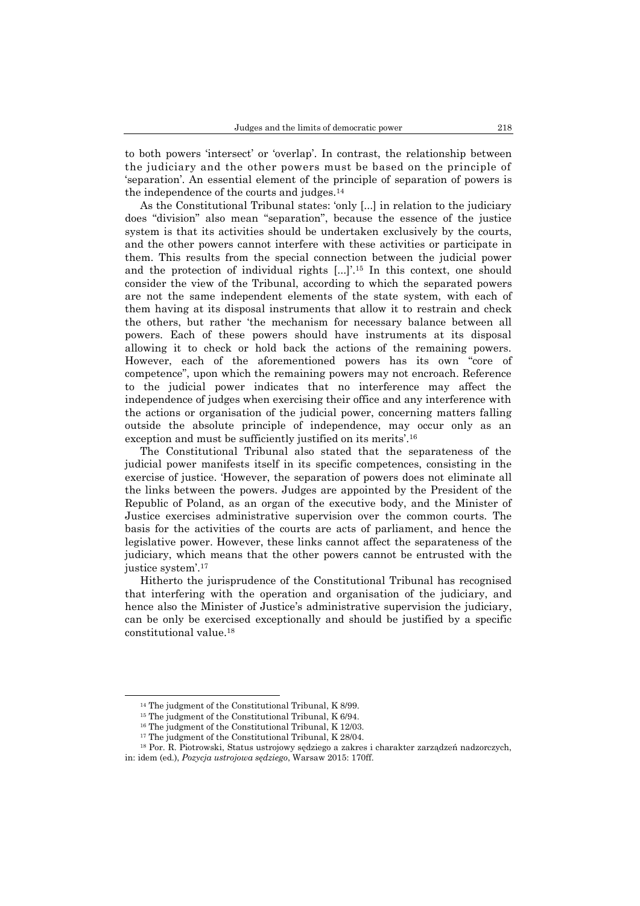to both powers 'intersect' or 'overlap'. In contrast, the relationship between the judiciary and the other powers must be based on the principle of 'separation'. An essential element of the principle of separation of powers is the independence of the courts and judges.[14]

As the Constitutional Tribunal states: 'only [...] in relation to the judiciary does "division" also mean "separation", because the essence of the justice system is that its activities should be undertaken exclusively by the courts, and the other powers cannot interfere with these activities or participate in them. This results from the special connection between the judicial power and the protection of individual rights [...]'.[15] In this context, one should consider the view of the Tribunal, according to which the separated powers are not the same independent elements of the state system, with each of them having at its disposal instruments that allow it to restrain and check the others, but rather 'the mechanism for necessary balance between all powers. Each of these powers should have instruments at its disposal allowing it to check or hold back the actions of the remaining powers. However, each of the aforementioned powers has its own "core of competence", upon which the remaining powers may not encroach. Reference to the judicial power indicates that no interference may affect the independence of judges when exercising their office and any interference with the actions or organisation of the judicial power, concerning matters falling outside the absolute principle of independence, may occur only as an exception and must be sufficiently justified on its merits'.[16]

The Constitutional Tribunal also stated that the separateness of the judicial power manifests itself in its specific competences, consisting in the exercise of justice. 'However, the separation of powers does not eliminate all the links between the powers. Judges are appointed by the President of the Republic of Poland, as an organ of the executive body, and the Minister of Justice exercises administrative supervision over the common courts. The basis for the activities of the courts are acts of parliament, and hence the legislative power. However, these links cannot affect the separateness of the judiciary, which means that the other powers cannot be entrusted with the justice system'.[17]

Hitherto the jurisprudence of the Constitutional Tribunal has recognised that interfering with the operation and organisation of the judiciary, and hence also the Minister of Justice's administrative supervision the judiciary, can be only be exercised exceptionally and should be justified by a specific constitutional value.[18]

---

[14] The judgment of the Constitutional Tribunal, K 8/99.

[15] The judgment of the Constitutional Tribunal, K 6/94.

[16] The judgment of the Constitutional Tribunal, K 12/03.

[17] The judgment of the Constitutional Tribunal, K 28/04.

[18] Por. R. Piotrowski, Status ustrojowy sędziego a zakres i charakter zarządzeń nadzorczych, in: idem (ed.), *Pozycja ustrojowa sędziego*, Warsaw 2015: 170ff.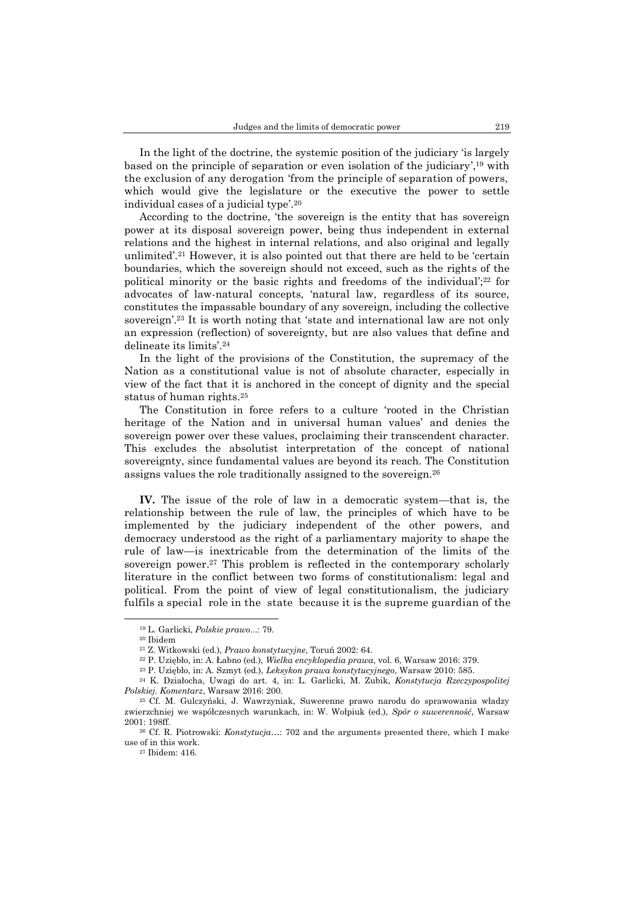In the light of the doctrine, the systemic position of the judiciary 'is largely based on the principle of separation or even isolation of the judiciary',[19] with the exclusion of any derogation 'from the principle of separation of powers, which would give the legislature or the executive the power to settle individual cases of a judicial type'.[20]

According to the doctrine, 'the sovereign is the entity that has sovereign power at its disposal sovereign power, being thus independent in external relations and the highest in internal relations, and also original and legally unlimited'.[21] However, it is also pointed out that there are held to be 'certain boundaries, which the sovereign should not exceed, such as the rights of the political minority or the basic rights and freedoms of the individual';[22] for advocates of law-natural concepts, 'natural law, regardless of its source, constitutes the impassable boundary of any sovereign, including the collective sovereign'.[23] It is worth noting that 'state and international law are not only an expression (reflection) of sovereignty, but are also values that define and delineate its limits'.[24]

In the light of the provisions of the Constitution, the supremacy of the Nation as a constitutional value is not of absolute character, especially in view of the fact that it is anchored in the concept of dignity and the special status of human rights.[25]

The Constitution in force refers to a culture 'rooted in the Christian heritage of the Nation and in universal human values' and denies the sovereign power over these values, proclaiming their transcendent character. This excludes the absolutist interpretation of the concept of national sovereignty, since fundamental values are beyond its reach. The Constitution assigns values the role traditionally assigned to the sovereign.[26]

**IV.** The issue of the role of law in a democratic system—that is, the relationship between the rule of law, the principles of which have to be implemented by the judiciary independent of the other powers, and democracy understood as the right of a parliamentary majority to shape the rule of law—is inextricable from the determination of the limits of the sovereign power.[27] This problem is reflected in the contemporary scholarly literature in the conflict between two forms of constitutionalism: legal and political. From the point of view of legal constitutionalism, the judiciary fulfils a special role in the state because it is the supreme guardian of the

---

[19] L. Garlicki, *Polskie prawo*...: 79.

[20] Ibidem

[21] Z. Witkowski (ed.), *Prawo konstytucyjne*, Toruń 2002: 64.

[22] P. Uziębło, in: A. Łabno (ed.), *Wielka encyklopedia prawa*, vol. 6, Warsaw 2016: 379.

[23] P. Uziębło, in: A. Szmyt (ed.), *Leksykon prawa konstytucyjnego*, Warsaw 2010: 585.

[24] K. Działocha, Uwagi do art. 4, in: L. Garlicki, M. Zubik, *Konstytucja Rzeczypospolitej Polskiej. Komentarz*, Warsaw 2016: 200.

[25] Cf. M. Gulczyński, J. Wawrzyniak, Suwerenne prawo narodu do sprawowania władzy zwierzchniej we współczesnych warunkach, in: W. Wołpiuk (ed.), *Spór o suwerenność*, Warsaw 2001: 198ff.

[26] Cf. R. Piotrowski: *Konstytucja*...: 702 and the arguments presented there, which I make use of in this work.

[27] Ibidem: 416.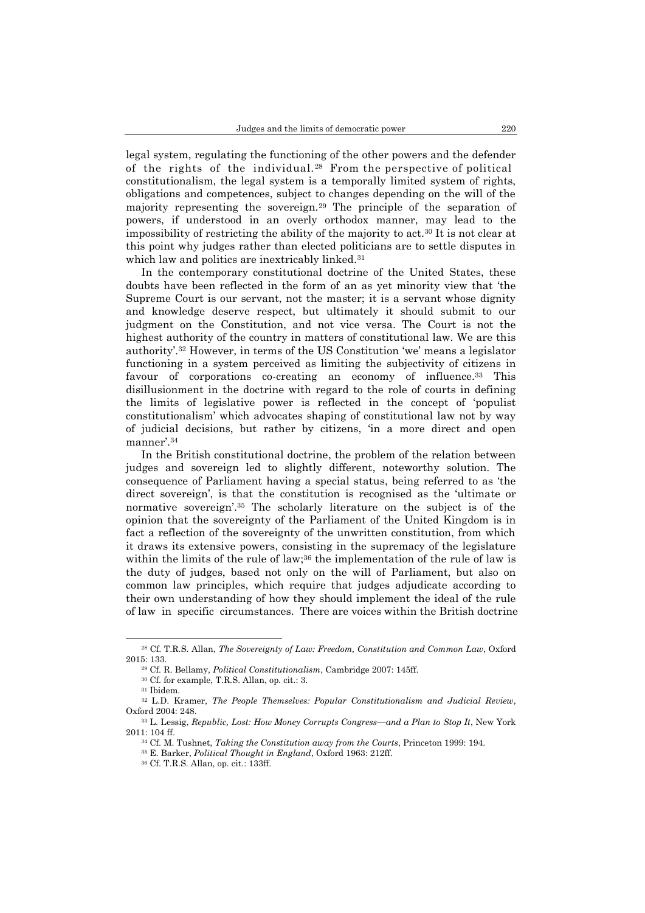legal system, regulating the functioning of the other powers and the defender of the rights of the individual.[28] From the perspective of political constitutionalism, the legal system is a temporally limited system of rights, obligations and competences, subject to changes depending on the will of the majority representing the sovereign.[29] The principle of the separation of powers, if understood in an overly orthodox manner, may lead to the impossibility of restricting the ability of the majority to act.[30] It is not clear at this point why judges rather than elected politicians are to settle disputes in which law and politics are inextricably linked.[31]

In the contemporary constitutional doctrine of the United States, these doubts have been reflected in the form of an as yet minority view that 'the Supreme Court is our servant, not the master; it is a servant whose dignity and knowledge deserve respect, but ultimately it should submit to our judgment on the Constitution, and not vice versa. The Court is not the highest authority of the country in matters of constitutional law. We are this authority'.[32] However, in terms of the US Constitution 'we' means a legislator functioning in a system perceived as limiting the subjectivity of citizens in favour of corporations co-creating an economy of influence.[33] This disillusionment in the doctrine with regard to the role of courts in defining the limits of legislative power is reflected in the concept of 'populist constitutionalism' which advocates shaping of constitutional law not by way of judicial decisions, but rather by citizens, 'in a more direct and open manner'.[34]

In the British constitutional doctrine, the problem of the relation between judges and sovereign led to slightly different, noteworthy solution. The consequence of Parliament having a special status, being referred to as 'the direct sovereign', is that the constitution is recognised as the 'ultimate or normative sovereign'.[35] The scholarly literature on the subject is of the opinion that the sovereignty of the Parliament of the United Kingdom is in fact a reflection of the sovereignty of the unwritten constitution, from which it draws its extensive powers, consisting in the supremacy of the legislature within the limits of the rule of law;[36] the implementation of the rule of law is the duty of judges, based not only on the will of Parliament, but also on common law principles, which require that judges adjudicate according to their own understanding of how they should implement the ideal of the rule of law in specific circumstances. There are voices within the British doctrine

---

[28] Cf. T.R.S. Allan, *The Sovereignty of Law: Freedom, Constitution and Common Law*, Oxford 2015: 133.

[29] Cf. R. Bellamy, *Political Constitutionalism*, Cambridge 2007: 145ff.

[30] Cf. for example, T.R.S. Allan, op. cit.: 3.

[31] Ibidem.

[32] L.D. Kramer, *The People Themselves: Popular Constitutionalism and Judicial Review*, Oxford 2004: 248.

[33] L. Lessig, *Republic, Lost: How Money Corrupts Congress—and a Plan to Stop It*, New York 2011: 104 ff.

[34] Cf. M. Tushnet, *Taking the Constitution away from the Courts*, Princeton 1999: 194.

[35] E. Barker, *Political Thought in England*, Oxford 1963: 212ff.

[36] Cf. T.R.S. Allan, op. cit.: 133ff.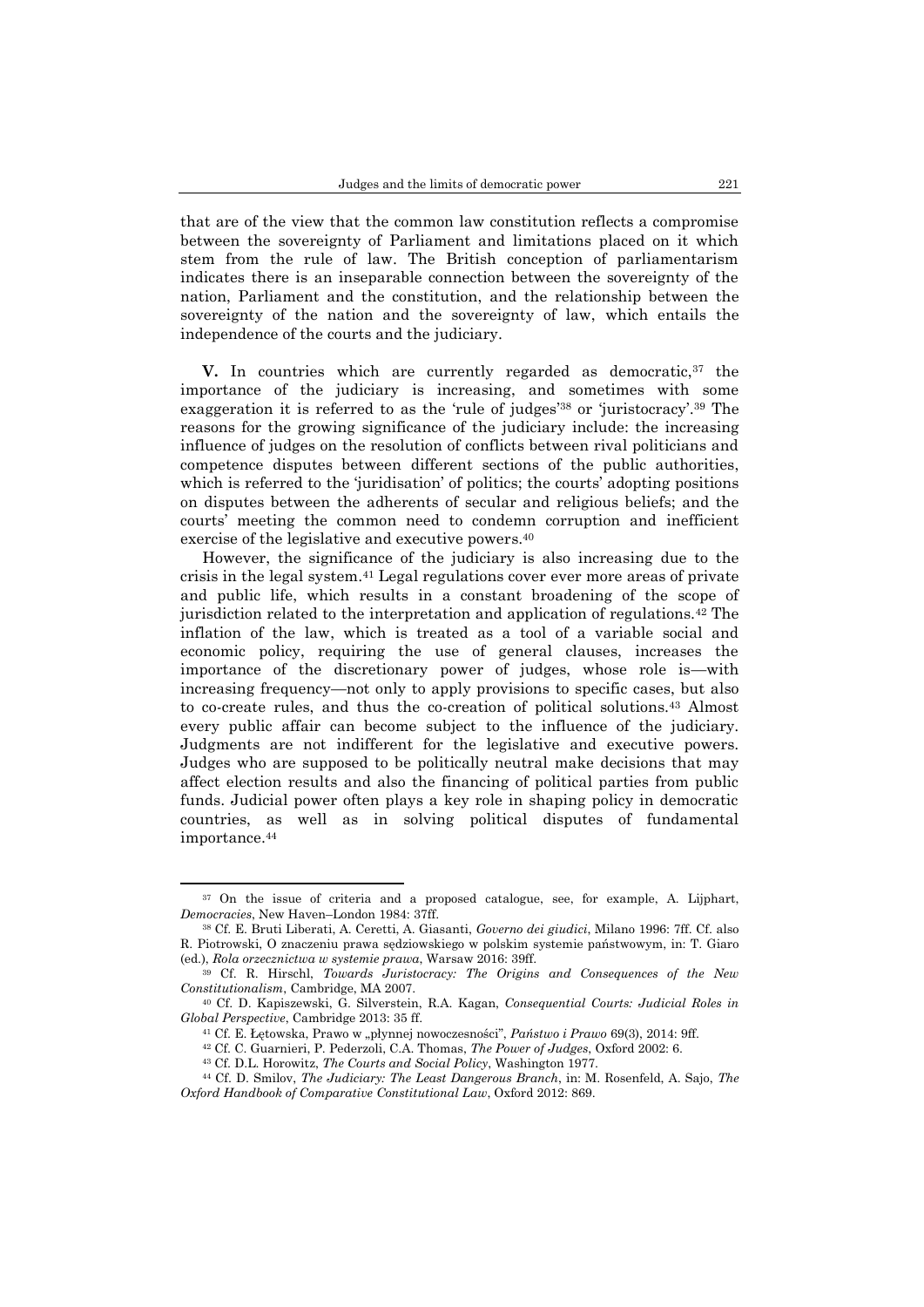that are of the view that the common law constitution reflects a compromise between the sovereignty of Parliament and limitations placed on it which stem from the rule of law. The British conception of parliamentarism indicates there is an inseparable connection between the sovereignty of the nation, Parliament and the constitution, and the relationship between the sovereignty of the nation and the sovereignty of law, which entails the independence of the courts and the judiciary.

**V.** In countries which are currently regarded as democratic,[37] the importance of the judiciary is increasing, and sometimes with some exaggeration it is referred to as the 'rule of judges'[38] or 'juristocracy'.[39] The reasons for the growing significance of the judiciary include: the increasing influence of judges on the resolution of conflicts between rival politicians and competence disputes between different sections of the public authorities, which is referred to the 'juridisation' of politics; the courts' adopting positions on disputes between the adherents of secular and religious beliefs; and the courts' meeting the common need to condemn corruption and inefficient exercise of the legislative and executive powers.[40]

However, the significance of the judiciary is also increasing due to the crisis in the legal system.[41] Legal regulations cover ever more areas of private and public life, which results in a constant broadening of the scope of jurisdiction related to the interpretation and application of regulations.[42] The inflation of the law, which is treated as a tool of a variable social and economic policy, requiring the use of general clauses, increases the importance of the discretionary power of judges, whose role is—with increasing frequency—not only to apply provisions to specific cases, but also to co-create rules, and thus the co-creation of political solutions.[43] Almost every public affair can become subject to the influence of the judiciary. Judgments are not indifferent for the legislative and executive powers. Judges who are supposed to be politically neutral make decisions that may affect election results and also the financing of political parties from public funds. Judicial power often plays a key role in shaping policy in democratic countries, as well as in solving political disputes of fundamental importance.[44]

---

[37] On the issue of criteria and a proposed catalogue, see, for example, A. Lijphart, *Democracies*, New Haven–London 1984: 37ff.

[38] Cf. E. Bruti Liberati, A. Ceretti, A. Giasanti, *Governo dei giudici*, Milano 1996: 7ff. Cf. also R. Piotrowski, O znaczeniu prawa sędziowskiego w polskim systemie państwowym, in: T. Giaro (ed.), *Rola orzecznictwa w systemie prawa*, Warsaw 2016: 39ff.

[39] Cf. R. Hirschl, *Towards Juristocracy: The Origins and Consequences of the New Constitutionalism*, Cambridge, MA 2007.

[40] Cf. D. Kapiszewski, G. Silverstein, R.A. Kagan, *Consequential Courts: Judicial Roles in Global Perspective*, Cambridge 2013: 35 ff.

[41] Cf. E. Łętowska, Prawo w „płynnej nowoczesności", *Państwo i Prawo* 69(3), 2014: 9ff.

[42] Cf. C. Guarnieri, P. Pederzoli, C.A. Thomas, *The Power of Judges*, Oxford 2002: 6.

[43] Cf. D.L. Horowitz, *The Courts and Social Policy*, Washington 1977.

[44] Cf. D. Smilov, *The Judiciary: The Least Dangerous Branch*, in: M. Rosenfeld, A. Sajo, *The Oxford Handbook of Comparative Constitutional Law*, Oxford 2012: 869.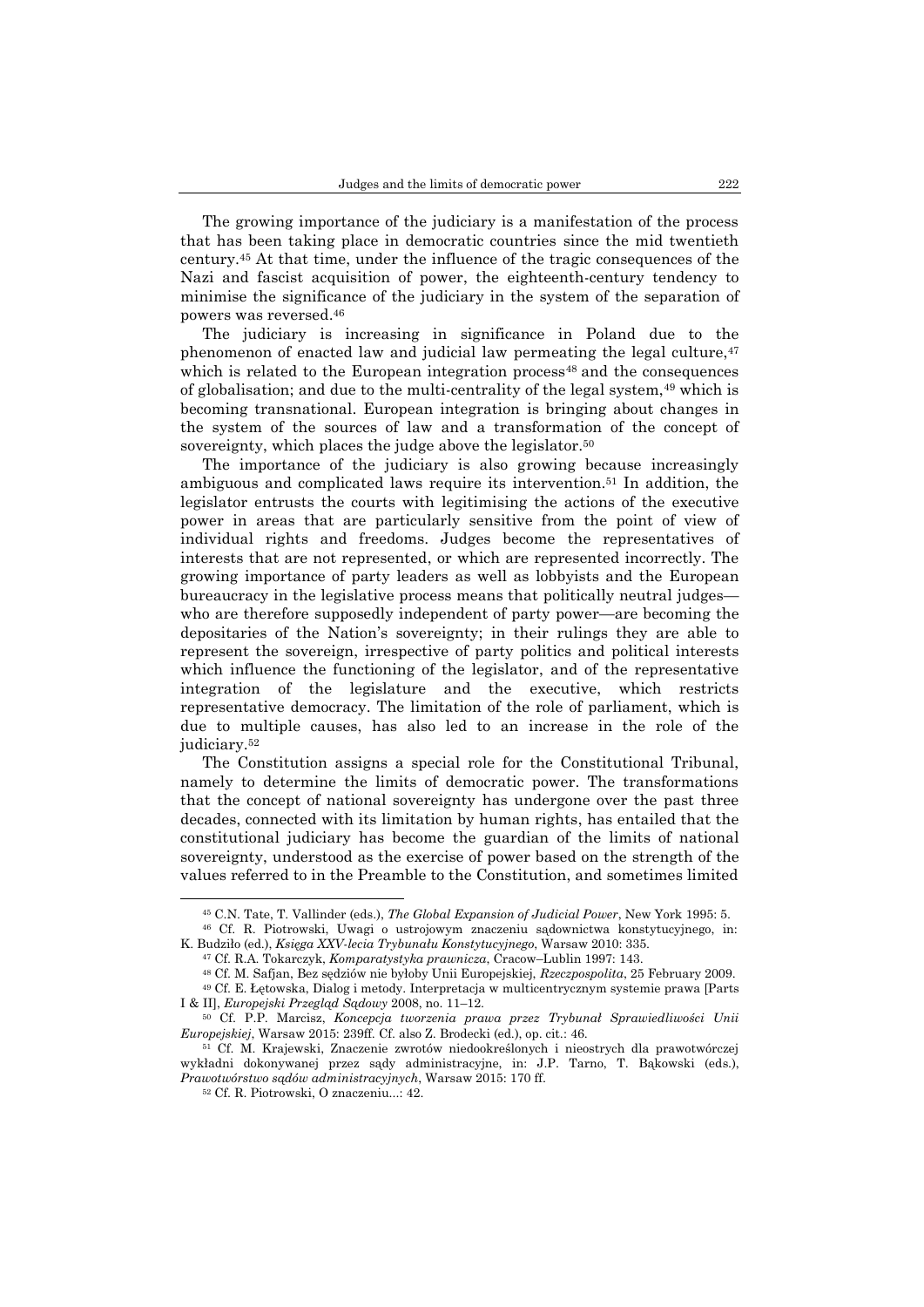The growing importance of the judiciary is a manifestation of the process that has been taking place in democratic countries since the mid twentieth century.[45] At that time, under the influence of the tragic consequences of the Nazi and fascist acquisition of power, the eighteenth-century tendency to minimise the significance of the judiciary in the system of the separation of powers was reversed.[46]

The judiciary is increasing in significance in Poland due to the phenomenon of enacted law and judicial law permeating the legal culture,[47] which is related to the European integration process[48] and the consequences of globalisation; and due to the multi-centrality of the legal system,[49] which is becoming transnational. European integration is bringing about changes in the system of the sources of law and a transformation of the concept of sovereignty, which places the judge above the legislator.[50]

The importance of the judiciary is also growing because increasingly ambiguous and complicated laws require its intervention.[51] In addition, the legislator entrusts the courts with legitimising the actions of the executive power in areas that are particularly sensitive from the point of view of individual rights and freedoms. Judges become the representatives of interests that are not represented, or which are represented incorrectly. The growing importance of party leaders as well as lobbyists and the European bureaucracy in the legislative process means that politically neutral judges—who are therefore supposedly independent of party power—are becoming the depositaries of the Nation's sovereignty; in their rulings they are able to represent the sovereign, irrespective of party politics and political interests which influence the functioning of the legislator, and of the representative integration of the legislature and the executive, which restricts representative democracy. The limitation of the role of parliament, which is due to multiple causes, has also led to an increase in the role of the judiciary.[52]

The Constitution assigns a special role for the Constitutional Tribunal, namely to determine the limits of democratic power. The transformations that the concept of national sovereignty has undergone over the past three decades, connected with its limitation by human rights, has entailed that the constitutional judiciary has become the guardian of the limits of national sovereignty, understood as the exercise of power based on the strength of the values referred to in the Preamble to the Constitution, and sometimes limited

---

[45] C.N. Tate, T. Vallinder (eds.), *The Global Expansion of Judicial Power*, New York 1995: 5.

[46] Cf. R. Piotrowski, Uwagi o ustrojowym znaczeniu sądownictwa konstytucyjnego, in: K. Budziło (ed.), *Księga XXV-lecia Trybunału Konstytucyjnego*, Warsaw 2010: 335.

[47] Cf. R.A. Tokarczyk, *Komparatystyka prawnicza*, Cracow–Lublin 1997: 143.

[48] Cf. M. Safjan, Bez sędziów nie byłoby Unii Europejskiej, *Rzeczpospolita*, 25 February 2009.

[49] Cf. E. Łętowska, Dialog i metody. Interpretacja w multicentrycznym systemie prawa [Parts I & II], *Europejski Przegląd Sądowy* 2008, no. 11–12.

[50] Cf. P.P. Marcisz, *Koncepcja tworzenia prawa przez Trybunał Sprawiedliwości Unii Europejskiej*, Warsaw 2015: 239ff. Cf. also Z. Brodecki (ed.), op. cit.: 46.

[51] Cf. M. Krajewski, Znaczenie zwrotów niedookreślonych i nieostrych dla prawotwórczej wykładni dokonywanej przez sądy administracyjne, in: J.P. Tarno, T. Bąkowski (eds.), *Prawotwórstwo sądów administracyjnych*, Warsaw 2015: 170 ff.

[52] Cf. R. Piotrowski, O znaczeniu...: 42.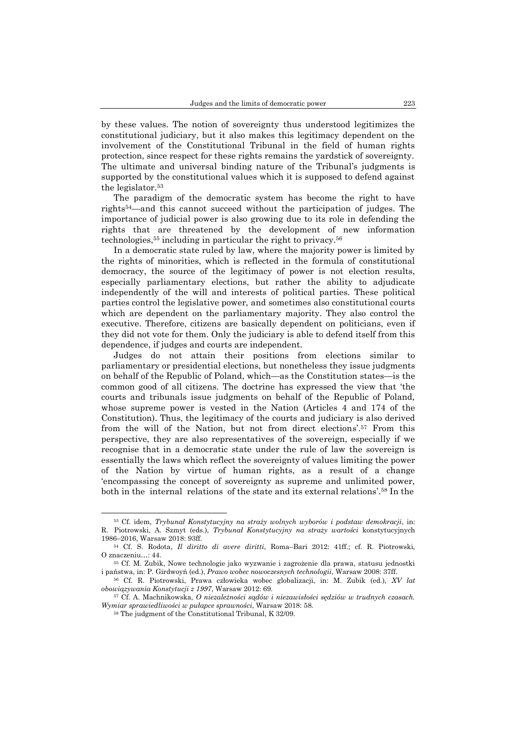by these values. The notion of sovereignty thus understood legitimizes the constitutional judiciary, but it also makes this legitimacy dependent on the involvement of the Constitutional Tribunal in the field of human rights protection, since respect for these rights remains the yardstick of sovereignty. The ultimate and universal binding nature of the Tribunal's judgments is supported by the constitutional values which it is supposed to defend against the legislator.[53]

The paradigm of the democratic system has become the right to have rights[54]—and this cannot succeed without the participation of judges. The importance of judicial power is also growing due to its role in defending the rights that are threatened by the development of new information technologies,[55] including in particular the right to privacy.[56]

In a democratic state ruled by law, where the majority power is limited by the rights of minorities, which is reflected in the formula of constitutional democracy, the source of the legitimacy of power is not election results, especially parliamentary elections, but rather the ability to adjudicate independently of the will and interests of political parties. These political parties control the legislative power, and sometimes also constitutional courts which are dependent on the parliamentary majority. They also control the executive. Therefore, citizens are basically dependent on politicians, even if they did not vote for them. Only the judiciary is able to defend itself from this dependence, if judges and courts are independent.

Judges do not attain their positions from elections similar to parliamentary or presidential elections, but nonetheless they issue judgments on behalf of the Republic of Poland, which—as the Constitution states—is the common good of all citizens. The doctrine has expressed the view that 'the courts and tribunals issue judgments on behalf of the Republic of Poland, whose supreme power is vested in the Nation (Articles 4 and 174 of the Constitution). Thus, the legitimacy of the courts and judiciary is also derived from the will of the Nation, but not from direct elections'.[57] From this perspective, they are also representatives of the sovereign, especially if we recognise that in a democratic state under the rule of law the sovereign is essentially the laws which reflect the sovereignty of values limiting the power of the Nation by virtue of human rights, as a result of a change 'encompassing the concept of sovereignty as supreme and unlimited power, both in the internal relations of the state and its external relations'.[58] In the

---

[53] Cf. idem, *Trybunał Konstytucyjny na straży wolnych wyborów i podstaw demokracji*, in: R. Piotrowski, A. Szmyt (eds.), *Trybunał Konstytucyjny na straży wartości* konstytucyjnych 1986–2016, Warsaw 2018: 93ff.

[54] Cf. S. Rodota, *Il diritto di avere diritti*, Roma–Bari 2012: 41ff.; cf. R. Piotrowski, O znaczeniu…: 44.

[55] Cf. M. Zubik, Nowe technologie jako wyzwanie i zagrożenie dla prawa, statusu jednostki i państwa, in: P. Girdwoyń (ed.), *Prawo wobec nowoczesnych technologii*, Warsaw 2008: 37ff.

[56] Cf. R. Piotrowski, Prawa człowieka wobec globalizacji, in: M. Zubik (ed.), *XV lat obowiązywania Konstytucji z 1997*, Warsaw 2012: 69.

[57] Cf. A. Machnikowska, *O niezależności sądów i niezawisłości sędziów w trudnych czasach. Wymiar sprawiedliwości w pułapce sprawności*, Warsaw 2018: 58.

[58] The judgment of the Constitutional Tribunal, K 32/09.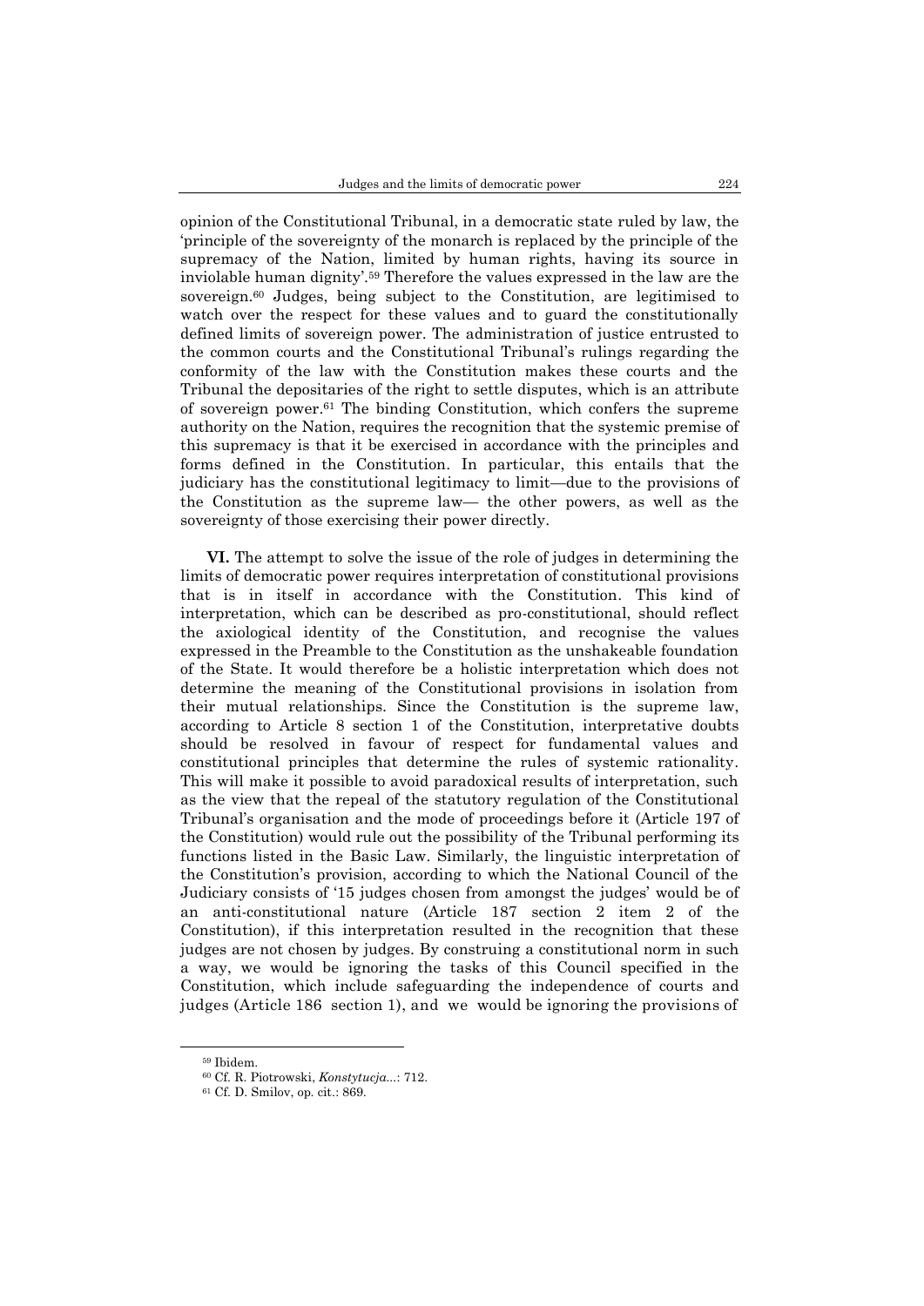opinion of the Constitutional Tribunal, in a democratic state ruled by law, the 'principle of the sovereignty of the monarch is replaced by the principle of the supremacy of the Nation, limited by human rights, having its source in inviolable human dignity'.[59] Therefore the values expressed in the law are the sovereign.[60] Judges, being subject to the Constitution, are legitimised to watch over the respect for these values and to guard the constitutionally defined limits of sovereign power. The administration of justice entrusted to the common courts and the Constitutional Tribunal's rulings regarding the conformity of the law with the Constitution makes these courts and the Tribunal the depositaries of the right to settle disputes, which is an attribute of sovereign power.[61] The binding Constitution, which confers the supreme authority on the Nation, requires the recognition that the systemic premise of this supremacy is that it be exercised in accordance with the principles and forms defined in the Constitution. In particular, this entails that the judiciary has the constitutional legitimacy to limit—due to the provisions of the Constitution as the supreme law— the other powers, as well as the sovereignty of those exercising their power directly.

**VI.** The attempt to solve the issue of the role of judges in determining the limits of democratic power requires interpretation of constitutional provisions that is in itself in accordance with the Constitution. This kind of interpretation, which can be described as pro-constitutional, should reflect the axiological identity of the Constitution, and recognise the values expressed in the Preamble to the Constitution as the unshakeable foundation of the State. It would therefore be a holistic interpretation which does not determine the meaning of the Constitutional provisions in isolation from their mutual relationships. Since the Constitution is the supreme law, according to Article 8 section 1 of the Constitution, interpretative doubts should be resolved in favour of respect for fundamental values and constitutional principles that determine the rules of systemic rationality. This will make it possible to avoid paradoxical results of interpretation, such as the view that the repeal of the statutory regulation of the Constitutional Tribunal's organisation and the mode of proceedings before it (Article 197 of the Constitution) would rule out the possibility of the Tribunal performing its functions listed in the Basic Law. Similarly, the linguistic interpretation of the Constitution's provision, according to which the National Council of the Judiciary consists of '15 judges chosen from amongst the judges' would be of an anti-constitutional nature (Article 187 section 2 item 2 of the Constitution), if this interpretation resulted in the recognition that these judges are not chosen by judges. By construing a constitutional norm in such a way, we would be ignoring the tasks of this Council specified in the Constitution, which include safeguarding the independence of courts and judges (Article 186 section 1), and we would be ignoring the provisions of

[59] Ibidem.

[60] Cf. R. Piotrowski, *Konstytucja...*: 712.

[61] Cf. D. Smilov, op. cit.: 869.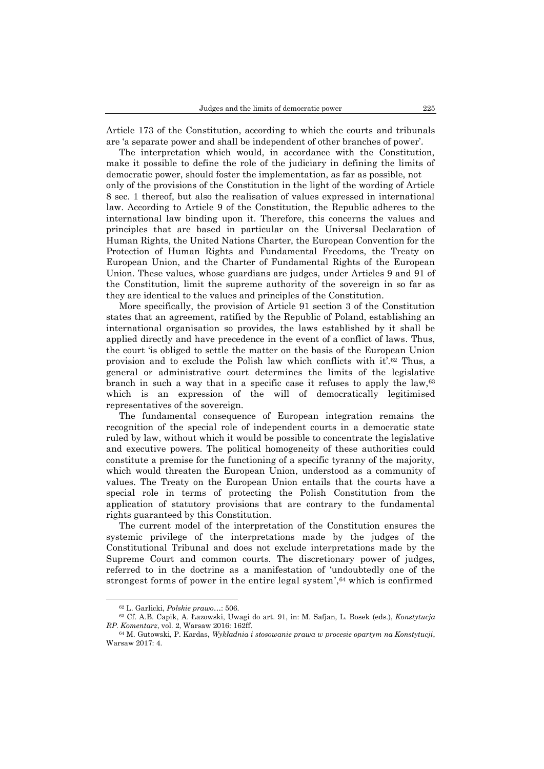Article 173 of the Constitution, according to which the courts and tribunals are 'a separate power and shall be independent of other branches of power'.

The interpretation which would, in accordance with the Constitution, make it possible to define the role of the judiciary in defining the limits of democratic power, should foster the implementation, as far as possible, not only of the provisions of the Constitution in the light of the wording of Article 8 sec. 1 thereof, but also the realisation of values expressed in international law. According to Article 9 of the Constitution, the Republic adheres to the international law binding upon it. Therefore, this concerns the values and principles that are based in particular on the Universal Declaration of Human Rights, the United Nations Charter, the European Convention for the Protection of Human Rights and Fundamental Freedoms, the Treaty on European Union, and the Charter of Fundamental Rights of the European Union. These values, whose guardians are judges, under Articles 9 and 91 of the Constitution, limit the supreme authority of the sovereign in so far as they are identical to the values and principles of the Constitution.

More specifically, the provision of Article 91 section 3 of the Constitution states that an agreement, ratified by the Republic of Poland, establishing an international organisation so provides, the laws established by it shall be applied directly and have precedence in the event of a conflict of laws. Thus, the court 'is obliged to settle the matter on the basis of the European Union provision and to exclude the Polish law which conflicts with it'.[62] Thus, a general or administrative court determines the limits of the legislative branch in such a way that in a specific case it refuses to apply the law,[63] which is an expression of the will of democratically legitimised representatives of the sovereign.

The fundamental consequence of European integration remains the recognition of the special role of independent courts in a democratic state ruled by law, without which it would be possible to concentrate the legislative and executive powers. The political homogeneity of these authorities could constitute a premise for the functioning of a specific tyranny of the majority, which would threaten the European Union, understood as a community of values. The Treaty on the European Union entails that the courts have a special role in terms of protecting the Polish Constitution from the application of statutory provisions that are contrary to the fundamental rights guaranteed by this Constitution.

The current model of the interpretation of the Constitution ensures the systemic privilege of the interpretations made by the judges of the Constitutional Tribunal and does not exclude interpretations made by the Supreme Court and common courts. The discretionary power of judges, referred to in the doctrine as a manifestation of 'undoubtedly one of the strongest forms of power in the entire legal system',[64] which is confirmed

---

[62] L. Garlicki, *Polskie prawo*…: 506.

[63] Cf. A.B. Capik, A. Łazowski, Uwagi do art. 91, in: M. Safjan, L. Bosek (eds.), *Konstytucja RP. Komentarz*, vol. 2, Warsaw 2016: 162ff.

[64] M. Gutowski, P. Kardas, *Wykładnia i stosowanie prawa w procesie opartym na Konstytucji*, Warsaw 2017: 4.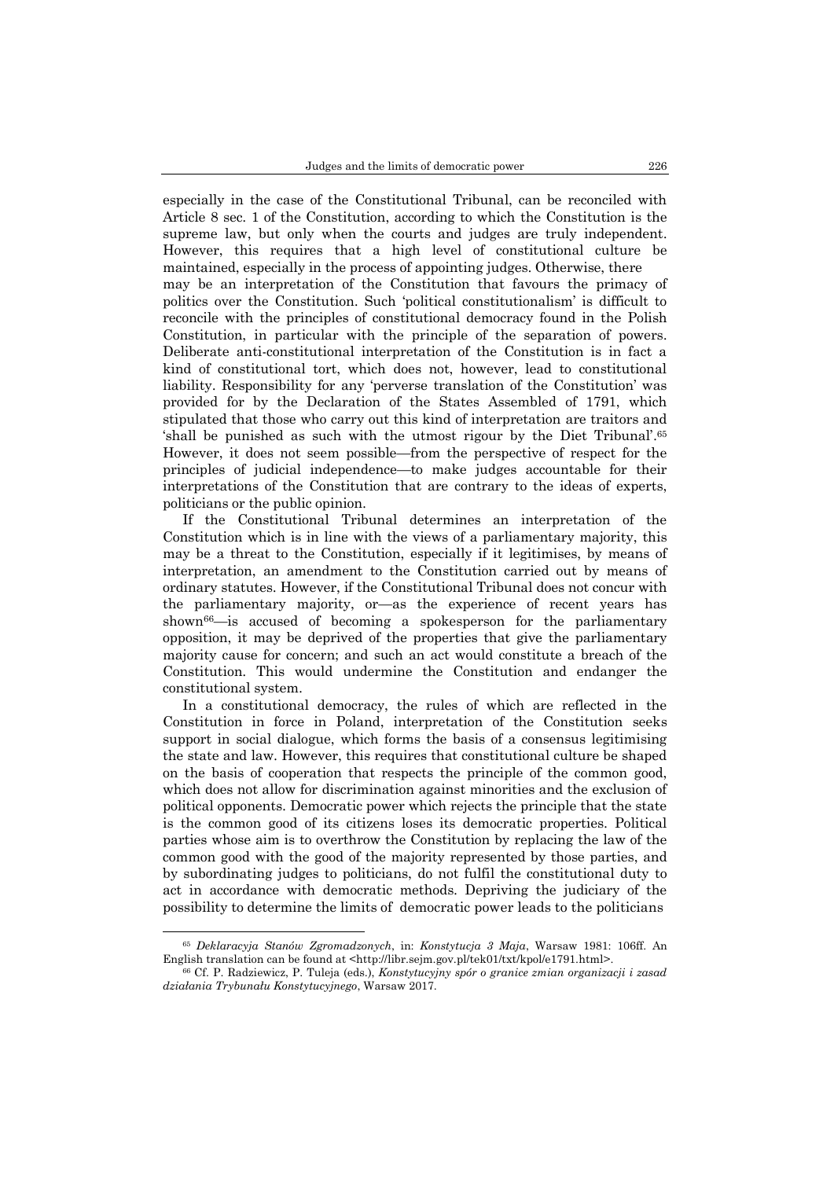especially in the case of the Constitutional Tribunal, can be reconciled with Article 8 sec. 1 of the Constitution, according to which the Constitution is the supreme law, but only when the courts and judges are truly independent. However, this requires that a high level of constitutional culture be maintained, especially in the process of appointing judges. Otherwise, there may be an interpretation of the Constitution that favours the primacy of politics over the Constitution. Such 'political constitutionalism' is difficult to reconcile with the principles of constitutional democracy found in the Polish Constitution, in particular with the principle of the separation of powers. Deliberate anti-constitutional interpretation of the Constitution is in fact a kind of constitutional tort, which does not, however, lead to constitutional liability. Responsibility for any 'perverse translation of the Constitution' was provided for by the Declaration of the States Assembled of 1791, which stipulated that those who carry out this kind of interpretation are traitors and 'shall be punished as such with the utmost rigour by the Diet Tribunal'.[65] However, it does not seem possible—from the perspective of respect for the principles of judicial independence—to make judges accountable for their interpretations of the Constitution that are contrary to the ideas of experts, politicians or the public opinion.

If the Constitutional Tribunal determines an interpretation of the Constitution which is in line with the views of a parliamentary majority, this may be a threat to the Constitution, especially if it legitimises, by means of interpretation, an amendment to the Constitution carried out by means of ordinary statutes. However, if the Constitutional Tribunal does not concur with the parliamentary majority, or—as the experience of recent years has shown[66]—is accused of becoming a spokesperson for the parliamentary opposition, it may be deprived of the properties that give the parliamentary majority cause for concern; and such an act would constitute a breach of the Constitution. This would undermine the Constitution and endanger the constitutional system.

In a constitutional democracy, the rules of which are reflected in the Constitution in force in Poland, interpretation of the Constitution seeks support in social dialogue, which forms the basis of a consensus legitimising the state and law. However, this requires that constitutional culture be shaped on the basis of cooperation that respects the principle of the common good, which does not allow for discrimination against minorities and the exclusion of political opponents. Democratic power which rejects the principle that the state is the common good of its citizens loses its democratic properties. Political parties whose aim is to overthrow the Constitution by replacing the law of the common good with the good of the majority represented by those parties, and by subordinating judges to politicians, do not fulfil the constitutional duty to act in accordance with democratic methods. Depriving the judiciary of the possibility to determine the limits of democratic power leads to the politicians

[65] *Deklaracyja Stanów Zgromadzonych*, in: *Konstytucja 3 Maja*, Warsaw 1981: 106ff. An English translation can be found at <http://libr.sejm.gov.pl/tek01/txt/kpol/e1791.html>.

[66] Cf. P. Radziewicz, P. Tuleja (eds.), *Konstytucyjny spór o granice zmian organizacji i zasad działania Trybunału Konstytucyjnego*, Warsaw 2017.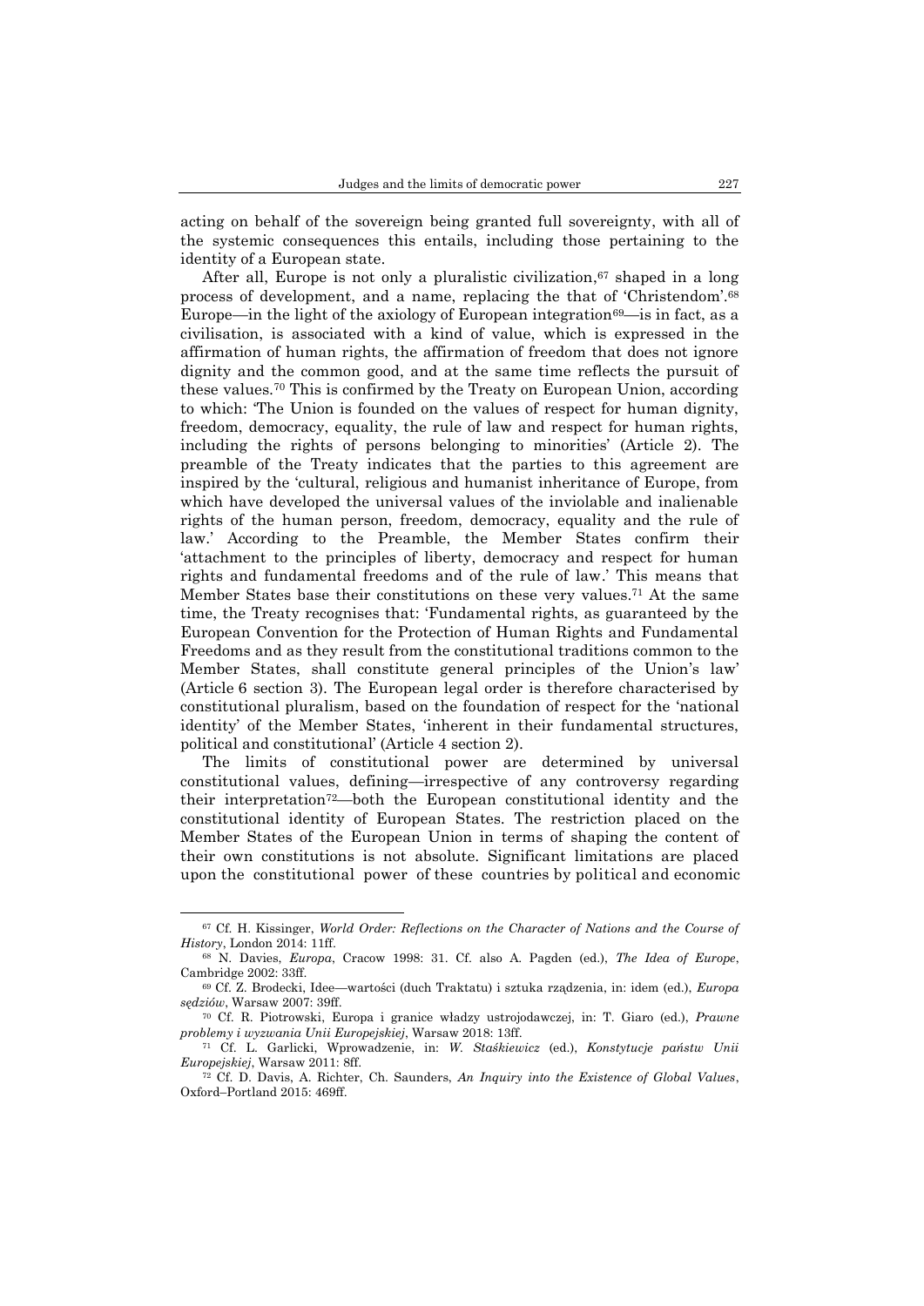acting on behalf of the sovereign being granted full sovereignty, with all of the systemic consequences this entails, including those pertaining to the identity of a European state.

After all, Europe is not only a pluralistic civilization,[67] shaped in a long process of development, and a name, replacing the that of 'Christendom'.[68] Europe—in the light of the axiology of European integration[69]—is in fact, as a civilisation, is associated with a kind of value, which is expressed in the affirmation of human rights, the affirmation of freedom that does not ignore dignity and the common good, and at the same time reflects the pursuit of these values.[70] This is confirmed by the Treaty on European Union, according to which: 'The Union is founded on the values of respect for human dignity, freedom, democracy, equality, the rule of law and respect for human rights, including the rights of persons belonging to minorities' (Article 2). The preamble of the Treaty indicates that the parties to this agreement are inspired by the 'cultural, religious and humanist inheritance of Europe, from which have developed the universal values of the inviolable and inalienable rights of the human person, freedom, democracy, equality and the rule of law.' According to the Preamble, the Member States confirm their 'attachment to the principles of liberty, democracy and respect for human rights and fundamental freedoms and of the rule of law.' This means that Member States base their constitutions on these very values.[71] At the same time, the Treaty recognises that: 'Fundamental rights, as guaranteed by the European Convention for the Protection of Human Rights and Fundamental Freedoms and as they result from the constitutional traditions common to the Member States, shall constitute general principles of the Union's law' (Article 6 section 3). The European legal order is therefore characterised by constitutional pluralism, based on the foundation of respect for the 'national identity' of the Member States, 'inherent in their fundamental structures, political and constitutional' (Article 4 section 2).

The limits of constitutional power are determined by universal constitutional values, defining—irrespective of any controversy regarding their interpretation[72]—both the European constitutional identity and the constitutional identity of European States. The restriction placed on the Member States of the European Union in terms of shaping the content of their own constitutions is not absolute. Significant limitations are placed upon the constitutional power of these countries by political and economic

---

[67] Cf. H. Kissinger, *World Order: Reflections on the Character of Nations and the Course of History*, London 2014: 11ff.

[68] N. Davies, *Europa*, Cracow 1998: 31. Cf. also A. Pagden (ed.), *The Idea of Europe*, Cambridge 2002: 33ff.

[69] Cf. Z. Brodecki, Idee—wartości (duch Traktatu) i sztuka rządzenia, in: idem (ed.), *Europa sędziów*, Warsaw 2007: 39ff.

[70] Cf. R. Piotrowski, Europa i granice władzy ustrojodawczej, in: T. Giaro (ed.), *Prawne problemy i wyzwania Unii Europejskiej*, Warsaw 2018: 13ff.

[71] Cf. L. Garlicki, Wprowadzenie, in: *W. Staśkiewicz* (ed.), *Konstytucje państw Unii Europejskiej*, Warsaw 2011: 8ff.

[72] Cf. D. Davis, A. Richter, Ch. Saunders, *An Inquiry into the Existence of Global Values*, Oxford–Portland 2015: 469ff.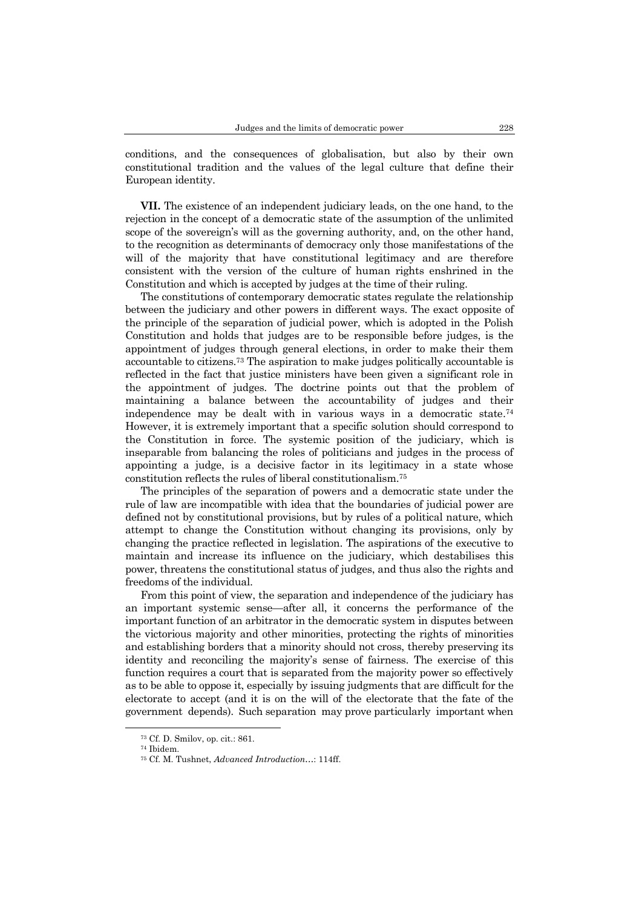conditions, and the consequences of globalisation, but also by their own constitutional tradition and the values of the legal culture that define their European identity.

**VII.** The existence of an independent judiciary leads, on the one hand, to the rejection in the concept of a democratic state of the assumption of the unlimited scope of the sovereign's will as the governing authority, and, on the other hand, to the recognition as determinants of democracy only those manifestations of the will of the majority that have constitutional legitimacy and are therefore consistent with the version of the culture of human rights enshrined in the Constitution and which is accepted by judges at the time of their ruling.

The constitutions of contemporary democratic states regulate the relationship between the judiciary and other powers in different ways. The exact opposite of the principle of the separation of judicial power, which is adopted in the Polish Constitution and holds that judges are to be responsible before judges, is the appointment of judges through general elections, in order to make their them accountable to citizens.[73] The aspiration to make judges politically accountable is reflected in the fact that justice ministers have been given a significant role in the appointment of judges. The doctrine points out that the problem of maintaining a balance between the accountability of judges and their independence may be dealt with in various ways in a democratic state.[74] However, it is extremely important that a specific solution should correspond to the Constitution in force. The systemic position of the judiciary, which is inseparable from balancing the roles of politicians and judges in the process of appointing a judge, is a decisive factor in its legitimacy in a state whose constitution reflects the rules of liberal constitutionalism.[75]

The principles of the separation of powers and a democratic state under the rule of law are incompatible with idea that the boundaries of judicial power are defined not by constitutional provisions, but by rules of a political nature, which attempt to change the Constitution without changing its provisions, only by changing the practice reflected in legislation. The aspirations of the executive to maintain and increase its influence on the judiciary, which destabilises this power, threatens the constitutional status of judges, and thus also the rights and freedoms of the individual.

From this point of view, the separation and independence of the judiciary has an important systemic sense—after all, it concerns the performance of the important function of an arbitrator in the democratic system in disputes between the victorious majority and other minorities, protecting the rights of minorities and establishing borders that a minority should not cross, thereby preserving its identity and reconciling the majority's sense of fairness. The exercise of this function requires a court that is separated from the majority power so effectively as to be able to oppose it, especially by issuing judgments that are difficult for the electorate to accept (and it is on the will of the electorate that the fate of the government depends). Such separation may prove particularly important when

[73] Cf. D. Smilov, op. cit.: 861.

[74] Ibidem.

[75] Cf. M. Tushnet, *Advanced Introduction*…: 114ff.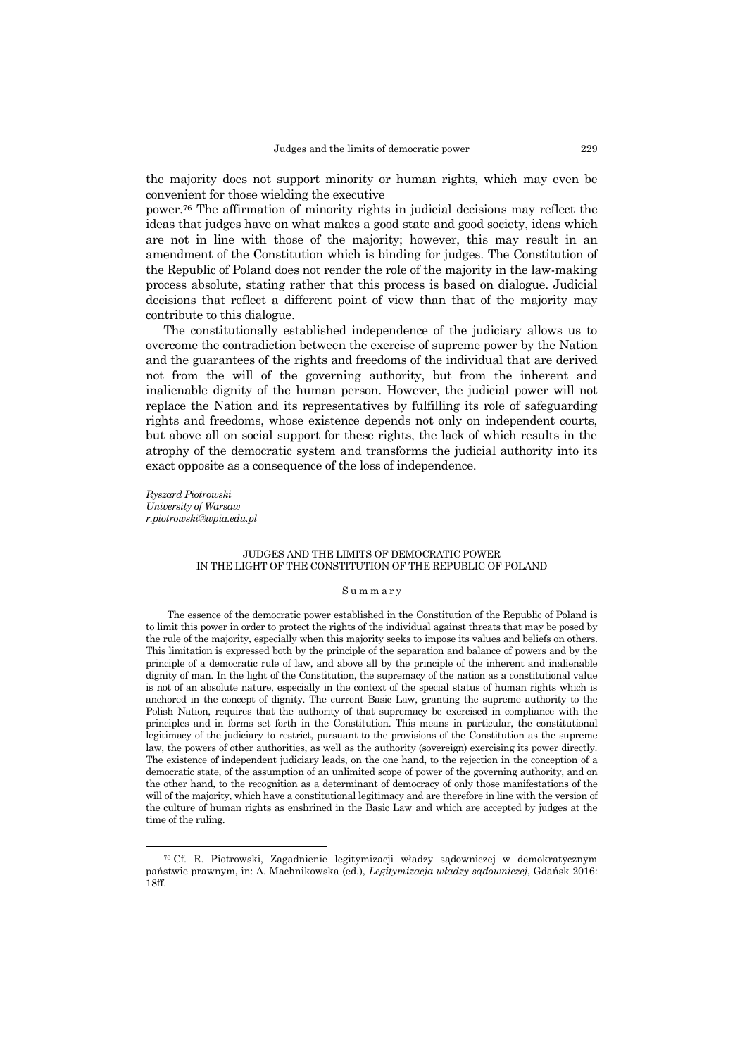the majority does not support minority or human rights, which may even be convenient for those wielding the executive power.[76] The affirmation of minority rights in judicial decisions may reflect the ideas that judges have on what makes a good state and good society, ideas which are not in line with those of the majority; however, this may result in an amendment of the Constitution which is binding for judges. The Constitution of the Republic of Poland does not render the role of the majority in the law-making process absolute, stating rather that this process is based on dialogue. Judicial decisions that reflect a different point of view than that of the majority may contribute to this dialogue.

The constitutionally established independence of the judiciary allows us to overcome the contradiction between the exercise of supreme power by the Nation and the guarantees of the rights and freedoms of the individual that are derived not from the will of the governing authority, but from the inherent and inalienable dignity of the human person. However, the judicial power will not replace the Nation and its representatives by fulfilling its role of safeguarding rights and freedoms, whose existence depends not only on independent courts, but above all on social support for these rights, the lack of which results in the atrophy of the democratic system and transforms the judicial authority into its exact opposite as a consequence of the loss of independence.

*Ryszard Piotrowski*
*University of Warsaw*
*r.piotrowski@wpia.edu.pl*

JUDGES AND THE LIMITS OF DEMOCRATIC POWER
IN THE LIGHT OF THE CONSTITUTION OF THE REPUBLIC OF POLAND

Summary

The essence of the democratic power established in the Constitution of the Republic of Poland is to limit this power in order to protect the rights of the individual against threats that may be posed by the rule of the majority, especially when this majority seeks to impose its values and beliefs on others. This limitation is expressed both by the principle of the separation and balance of powers and by the principle of a democratic rule of law, and above all by the principle of the inherent and inalienable dignity of man. In the light of the Constitution, the supremacy of the nation as a constitutional value is not of an absolute nature, especially in the context of the special status of human rights which is anchored in the concept of dignity. The current Basic Law, granting the supreme authority to the Polish Nation, requires that the authority of that supremacy be exercised in compliance with the principles and in forms set forth in the Constitution. This means in particular, the constitutional legitimacy of the judiciary to restrict, pursuant to the provisions of the Constitution as the supreme law, the powers of other authorities, as well as the authority (sovereign) exercising its power directly. The existence of independent judiciary leads, on the one hand, to the rejection in the conception of a democratic state, of the assumption of an unlimited scope of power of the governing authority, and on the other hand, to the recognition as a determinant of democracy of only those manifestations of the will of the majority, which have a constitutional legitimacy and are therefore in line with the version of the culture of human rights as enshrined in the Basic Law and which are accepted by judges at the time of the ruling.

[76] Cf. R. Piotrowski, Zagadnienie legitymizacji władzy sądowniczej w demokratycznym państwie prawnym, in: A. Machnikowska (ed.), *Legitymizacja władzy sądowniczej*, Gdańsk 2016: 18ff.